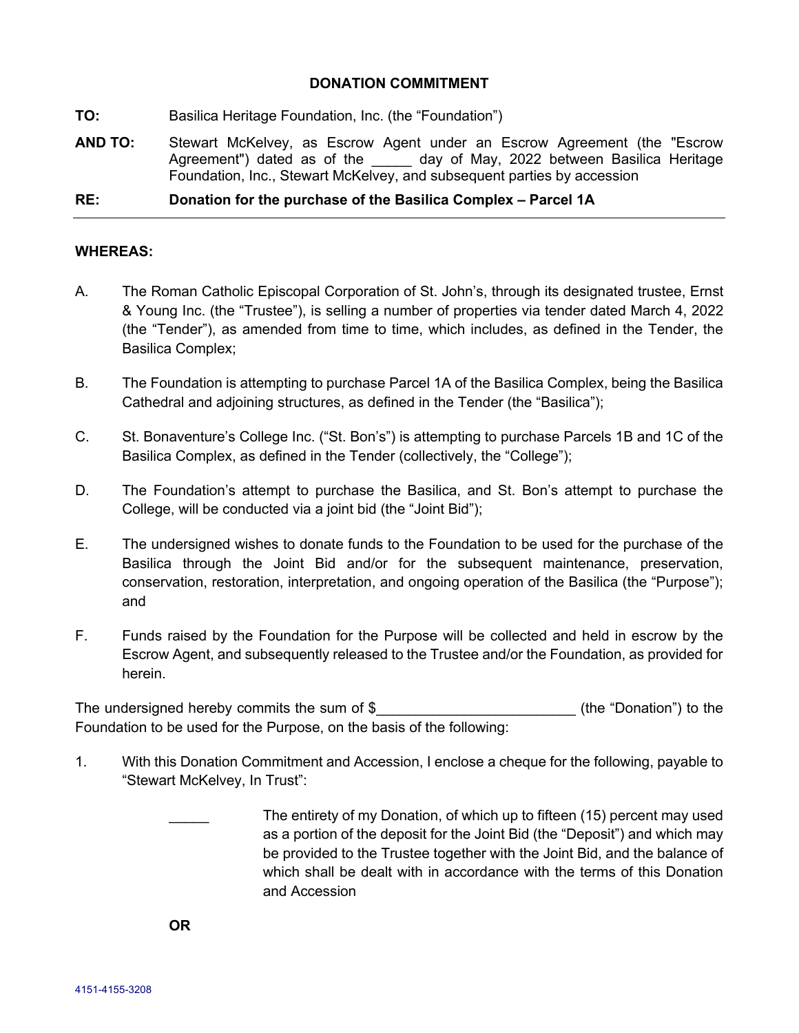# DONATION COMMITMENT

**TO:** Basilica Heritage Foundation, Inc. (the "Foundation")

**AND TO:** Stewart McKelvey, as Escrow Agent under an Escrow Agreement (the "Escrow Agreement") dated as of the _____ day of May, 2022 between Basilica Heritage Foundation, Inc., Stewart McKelvey, and subsequent parties by accession

**RE: Donation for the purchase of the Basilica Complex – Parcel 1A**

---

**WHEREAS:**

A. The Roman Catholic Episcopal Corporation of St. John's, through its designated trustee, Ernst & Young Inc. (the "Trustee"), is selling a number of properties via tender dated March 4, 2022 (the "Tender"), as amended from time to time, which includes, as defined in the Tender, the Basilica Complex;

B. The Foundation is attempting to purchase Parcel 1A of the Basilica Complex, being the Basilica Cathedral and adjoining structures, as defined in the Tender (the "Basilica");

C. St. Bonaventure's College Inc. ("St. Bon's") is attempting to purchase Parcels 1B and 1C of the Basilica Complex, as defined in the Tender (collectively, the "College");

D. The Foundation's attempt to purchase the Basilica, and St. Bon's attempt to purchase the College, will be conducted via a joint bid (the "Joint Bid");

E. The undersigned wishes to donate funds to the Foundation to be used for the purchase of the Basilica through the Joint Bid and/or for the subsequent maintenance, preservation, conservation, restoration, interpretation, and ongoing operation of the Basilica (the "Purpose"); and

F. Funds raised by the Foundation for the Purpose will be collected and held in escrow by the Escrow Agent, and subsequently released to the Trustee and/or the Foundation, as provided for herein.

The undersigned hereby commits the sum of $_________________________ (the "Donation") to the Foundation to be used for the Purpose, on the basis of the following:

1. With this Donation Commitment and Accession, I enclose a cheque for the following, payable to "Stewart McKelvey, In Trust":

   _____ The entirety of my Donation, of which up to fifteen (15) percent may used as a portion of the deposit for the Joint Bid (the "Deposit") and which may be provided to the Trustee together with the Joint Bid, and the balance of which shall be dealt with in accordance with the terms of this Donation and Accession

   **OR**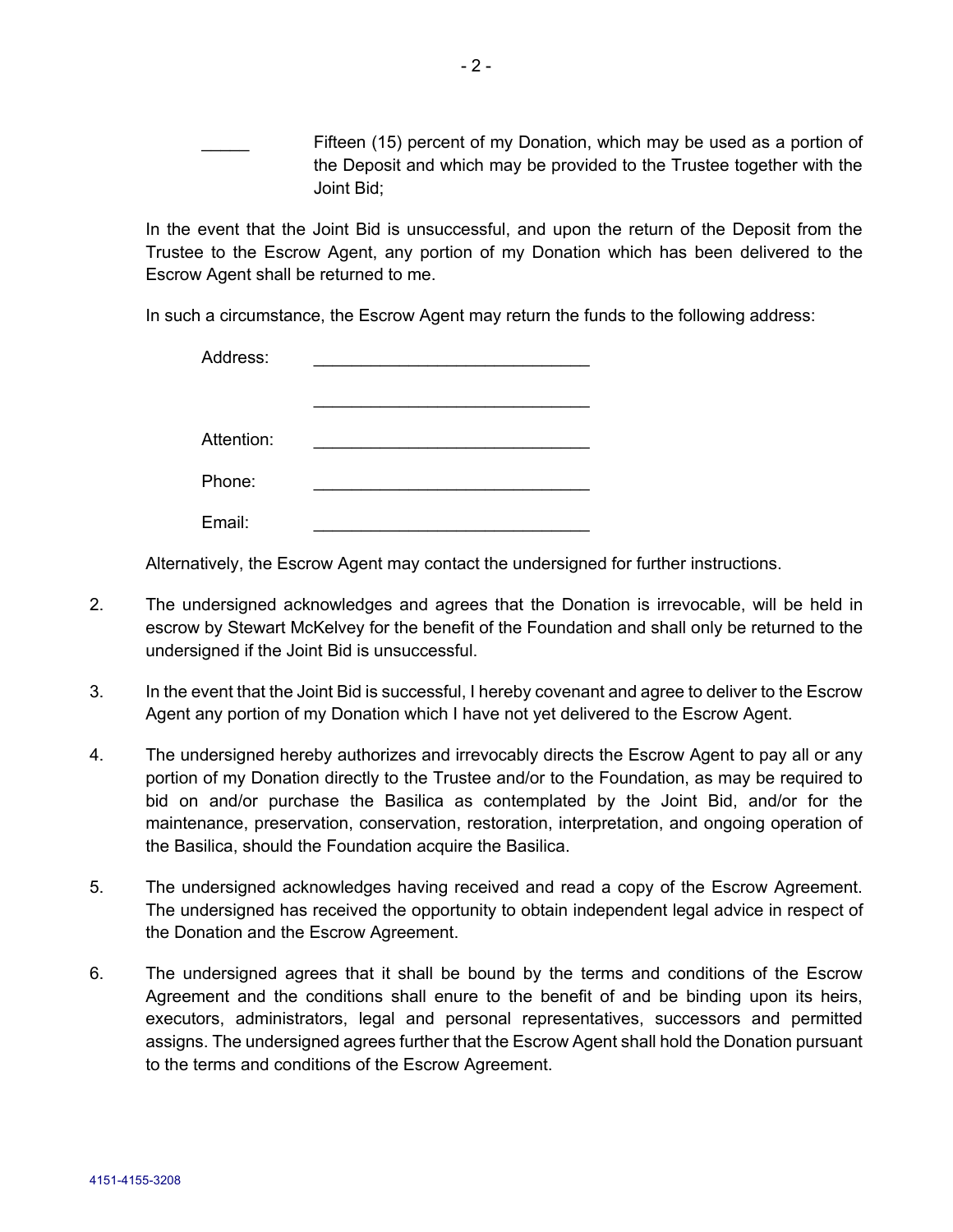_____ Fifteen (15) percent of my Donation, which may be used as a portion of the Deposit and which may be provided to the Trustee together with the Joint Bid;

In the event that the Joint Bid is unsuccessful, and upon the return of the Deposit from the Trustee to the Escrow Agent, any portion of my Donation which has been delivered to the Escrow Agent shall be returned to me.

In such a circumstance, the Escrow Agent may return the funds to the following address:

Address: _____________________________

_____________________________

Attention: _____________________________

Phone: _____________________________

Email: _____________________________

Alternatively, the Escrow Agent may contact the undersigned for further instructions.

2. The undersigned acknowledges and agrees that the Donation is irrevocable, will be held in escrow by Stewart McKelvey for the benefit of the Foundation and shall only be returned to the undersigned if the Joint Bid is unsuccessful.

3. In the event that the Joint Bid is successful, I hereby covenant and agree to deliver to the Escrow Agent any portion of my Donation which I have not yet delivered to the Escrow Agent.

4. The undersigned hereby authorizes and irrevocably directs the Escrow Agent to pay all or any portion of my Donation directly to the Trustee and/or to the Foundation, as may be required to bid on and/or purchase the Basilica as contemplated by the Joint Bid, and/or for the maintenance, preservation, conservation, restoration, interpretation, and ongoing operation of the Basilica, should the Foundation acquire the Basilica.

5. The undersigned acknowledges having received and read a copy of the Escrow Agreement. The undersigned has received the opportunity to obtain independent legal advice in respect of the Donation and the Escrow Agreement.

6. The undersigned agrees that it shall be bound by the terms and conditions of the Escrow Agreement and the conditions shall enure to the benefit of and be binding upon its heirs, executors, administrators, legal and personal representatives, successors and permitted assigns. The undersigned agrees further that the Escrow Agent shall hold the Donation pursuant to the terms and conditions of the Escrow Agreement.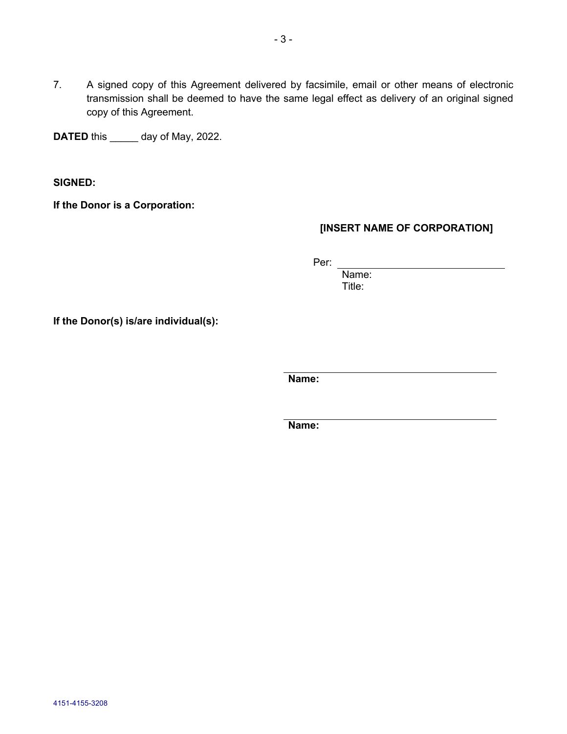7. A signed copy of this Agreement delivered by facsimile, email or other means of electronic transmission shall be deemed to have the same legal effect as delivery of an original signed copy of this Agreement.

**DATED** this _____ day of May, 2022.

**SIGNED:**

**If the Donor is a Corporation:**

**[INSERT NAME OF CORPORATION]**

Per: ______________________________
Name:
Title:

**If the Donor(s) is/are individual(s):**

______________________________
**Name:**

______________________________
**Name:**

4151-4155-3208